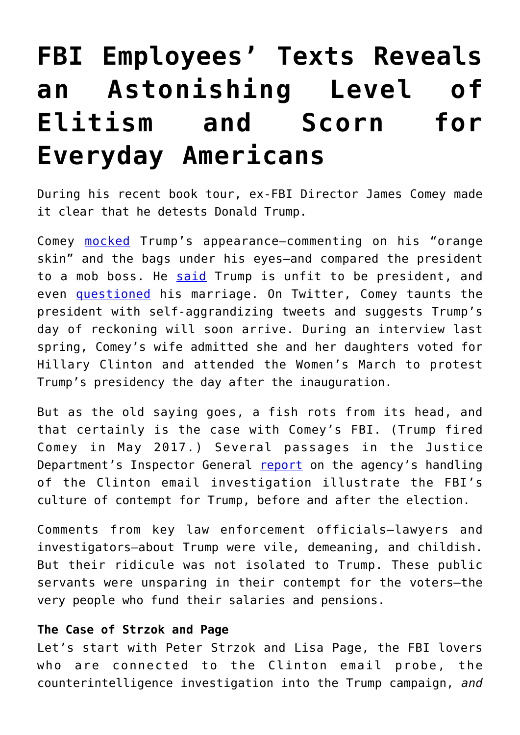# FBI Employees' Texts Reveals an Astonishing Level of Elitism and Scorn for Everyday Americans

During his recent book tour, ex-FBI Director James Comey made it clear that he detests Donald Trump.

Comey mocked Trump's appearance—commenting on his "orange skin" and the bags under his eyes—and compared the president to a mob boss. He said Trump is unfit to be president, and even questioned his marriage. On Twitter, Comey taunts the president with self-aggrandizing tweets and suggests Trump's day of reckoning will soon arrive. During an interview last spring, Comey's wife admitted she and her daughters voted for Hillary Clinton and attended the Women's March to protest Trump's presidency the day after the inauguration.

But as the old saying goes, a fish rots from its head, and that certainly is the case with Comey's FBI. (Trump fired Comey in May 2017.) Several passages in the Justice Department's Inspector General report on the agency's handling of the Clinton email investigation illustrate the FBI's culture of contempt for Trump, before and after the election.

Comments from key law enforcement officials—lawyers and investigators—about Trump were vile, demeaning, and childish. But their ridicule was not isolated to Trump. These public servants were unsparing in their contempt for the voters—the very people who fund their salaries and pensions.

**The Case of Strzok and Page**

Let's start with Peter Strzok and Lisa Page, the FBI lovers who are connected to the Clinton email probe, the counterintelligence investigation into the Trump campaign, *and*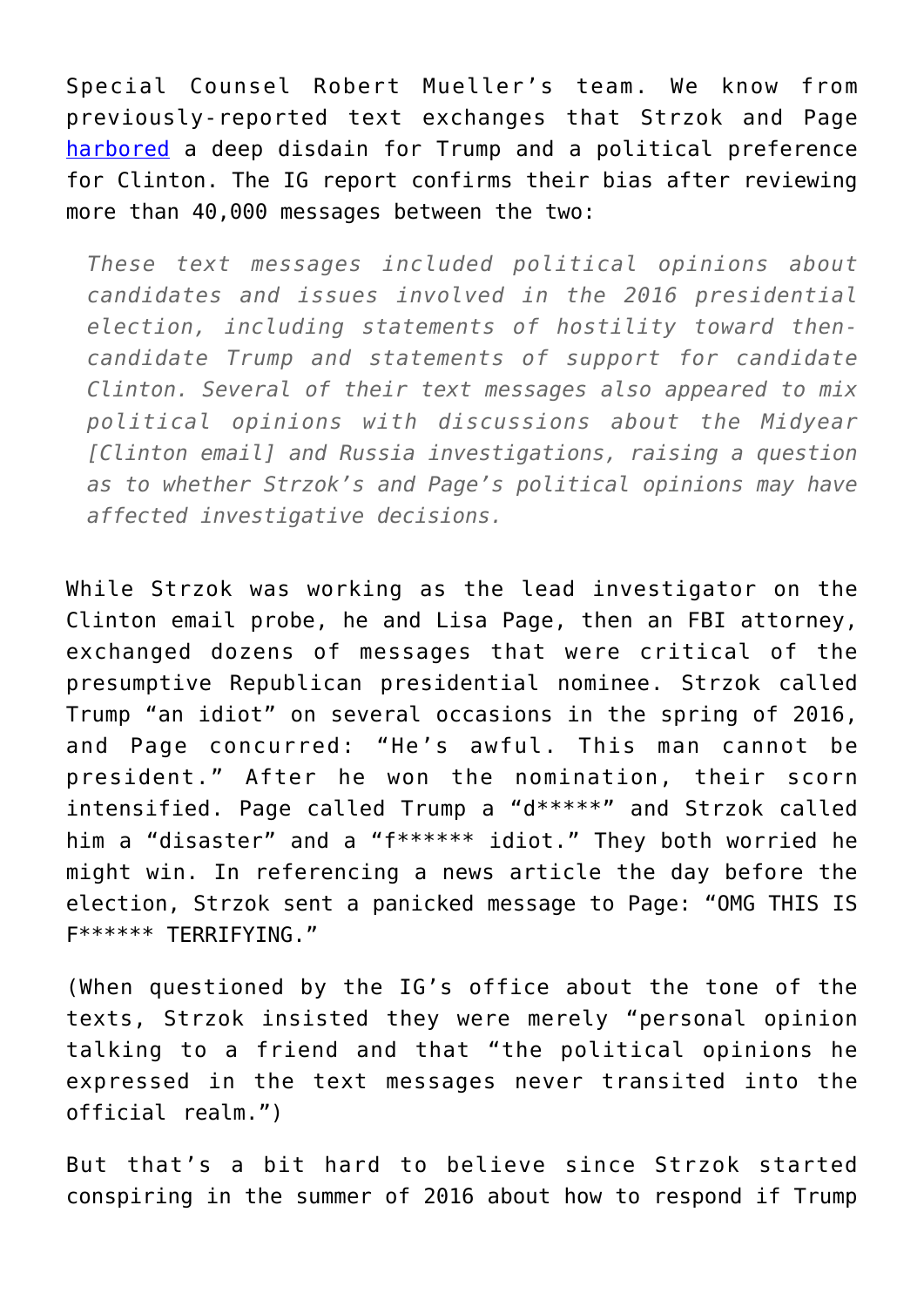Special Counsel Robert Mueller's team. We know from previously-reported text exchanges that Strzok and Page harbored a deep disdain for Trump and a political preference for Clinton. The IG report confirms their bias after reviewing more than 40,000 messages between the two:

> *These text messages included political opinions about candidates and issues involved in the 2016 presidential election, including statements of hostility toward then-candidate Trump and statements of support for candidate Clinton. Several of their text messages also appeared to mix political opinions with discussions about the Midyear [Clinton email] and Russia investigations, raising a question as to whether Strzok's and Page's political opinions may have affected investigative decisions.*

While Strzok was working as the lead investigator on the Clinton email probe, he and Lisa Page, then an FBI attorney, exchanged dozens of messages that were critical of the presumptive Republican presidential nominee. Strzok called Trump "an idiot" on several occasions in the spring of 2016, and Page concurred: "He's awful. This man cannot be president." After he won the nomination, their scorn intensified. Page called Trump a "d*****" and Strzok called him a "disaster" and a "f****** idiot." They both worried he might win. In referencing a news article the day before the election, Strzok sent a panicked message to Page: "OMG THIS IS F****** TERRIFYING."

(When questioned by the IG's office about the tone of the texts, Strzok insisted they were merely "personal opinion talking to a friend and that "the political opinions he expressed in the text messages never transited into the official realm.")

But that's a bit hard to believe since Strzok started conspiring in the summer of 2016 about how to respond if Trump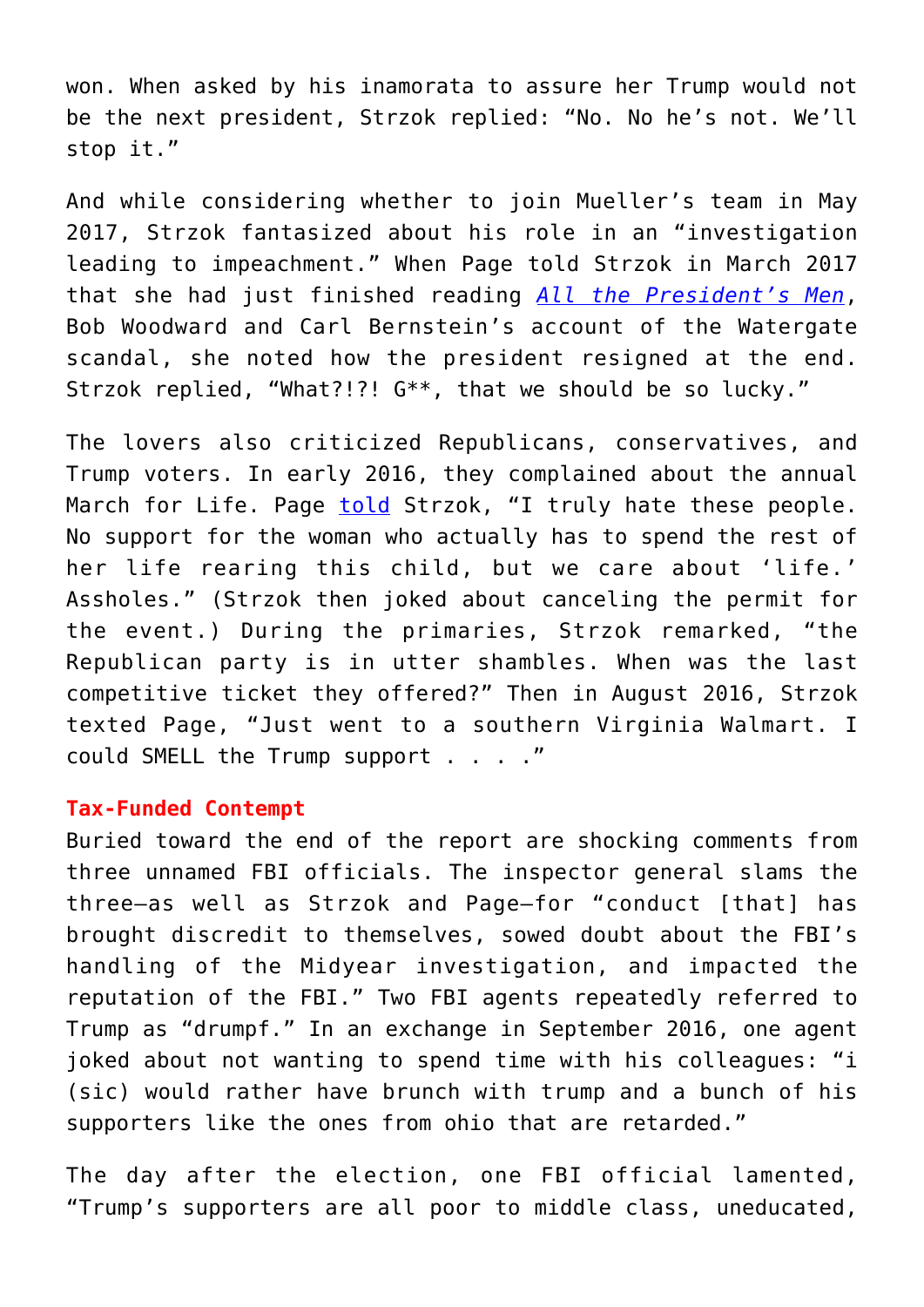won. When asked by his inamorata to assure her Trump would not be the next president, Strzok replied: “No. No he’s not. We’ll stop it.”

And while considering whether to join Mueller’s team in May 2017, Strzok fantasized about his role in an “investigation leading to impeachment.” When Page told Strzok in March 2017 that she had just finished reading *All the President’s Men*, Bob Woodward and Carl Bernstein’s account of the Watergate scandal, she noted how the president resigned at the end. Strzok replied, “What?!?! G**, that we should be so lucky.”

The lovers also criticized Republicans, conservatives, and Trump voters. In early 2016, they complained about the annual March for Life. Page told Strzok, “I truly hate these people. No support for the woman who actually has to spend the rest of her life rearing this child, but we care about ‘life.’ Assholes.” (Strzok then joked about canceling the permit for the event.) During the primaries, Strzok remarked, “the Republican party is in utter shambles. When was the last competitive ticket they offered?” Then in August 2016, Strzok texted Page, “Just went to a southern Virginia Walmart. I could SMELL the Trump support . . . .”

### Tax-Funded Contempt

Buried toward the end of the report are shocking comments from three unnamed FBI officials. The inspector general slams the three—as well as Strzok and Page—for “conduct [that] has brought discredit to themselves, sowed doubt about the FBI’s handling of the Midyear investigation, and impacted the reputation of the FBI.” Two FBI agents repeatedly referred to Trump as “drumpf.” In an exchange in September 2016, one agent joked about not wanting to spend time with his colleagues: “i (sic) would rather have brunch with trump and a bunch of his supporters like the ones from ohio that are retarded.”

The day after the election, one FBI official lamented, “Trump’s supporters are all poor to middle class, uneducated,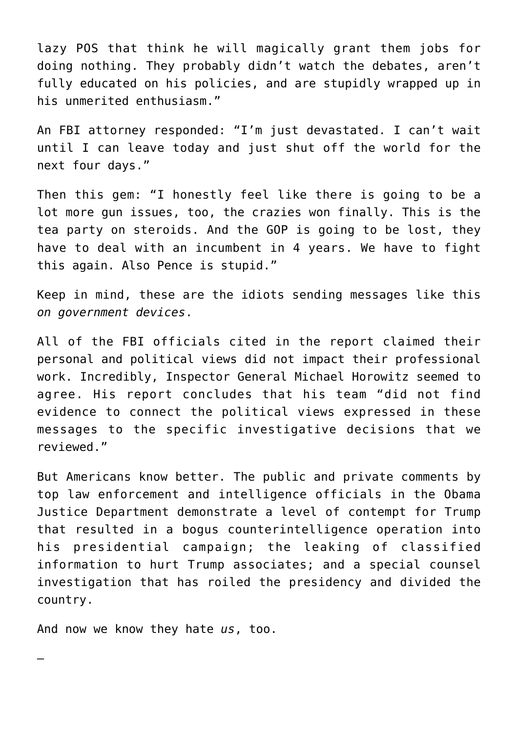lazy POS that think he will magically grant them jobs for doing nothing. They probably didn't watch the debates, aren't fully educated on his policies, and are stupidly wrapped up in his unmerited enthusiasm."

An FBI attorney responded: "I'm just devastated. I can't wait until I can leave today and just shut off the world for the next four days."

Then this gem: "I honestly feel like there is going to be a lot more gun issues, too, the crazies won finally. This is the tea party on steroids. And the GOP is going to be lost, they have to deal with an incumbent in 4 years. We have to fight this again. Also Pence is stupid."

Keep in mind, these are the idiots sending messages like this *on government devices*.

All of the FBI officials cited in the report claimed their personal and political views did not impact their professional work. Incredibly, Inspector General Michael Horowitz seemed to agree. His report concludes that his team "did not find evidence to connect the political views expressed in these messages to the specific investigative decisions that we reviewed."

But Americans know better. The public and private comments by top law enforcement and intelligence officials in the Obama Justice Department demonstrate a level of contempt for Trump that resulted in a bogus counterintelligence operation into his presidential campaign; the leaking of classified information to hurt Trump associates; and a special counsel investigation that has roiled the presidency and divided the country.

And now we know they hate *us*, too.

—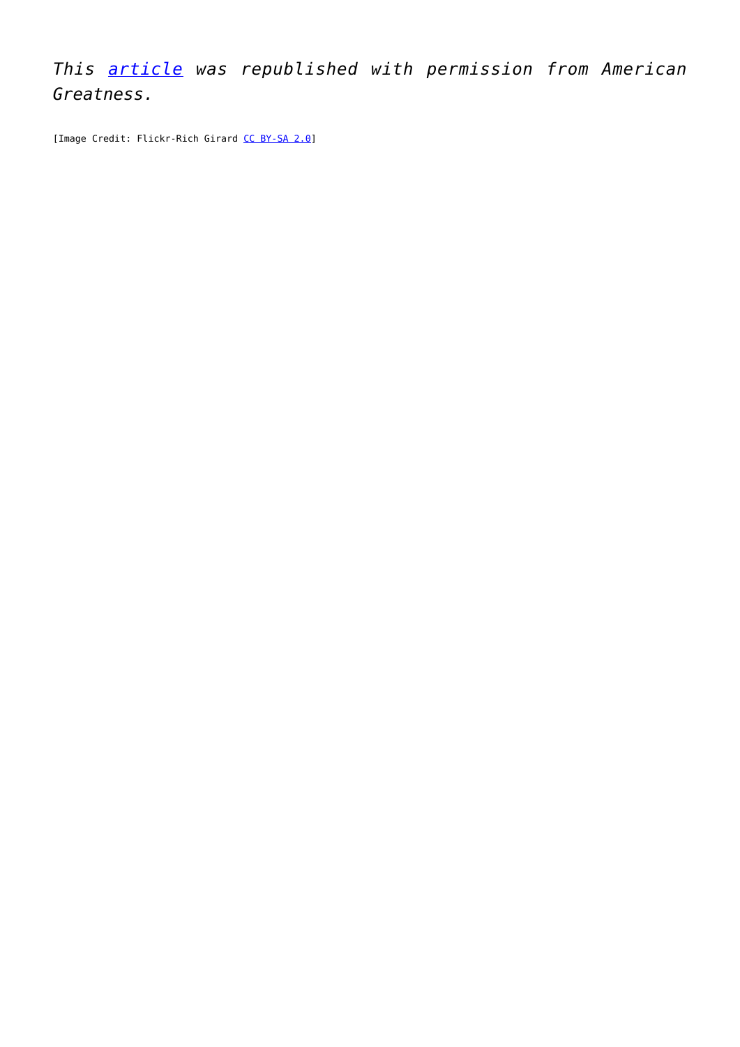*This [article](article) was republished with permission from American Greatness.*

[Image Credit: Flickr-Rich Girard [CC BY-SA 2.0](CC BY-SA 2.0)]